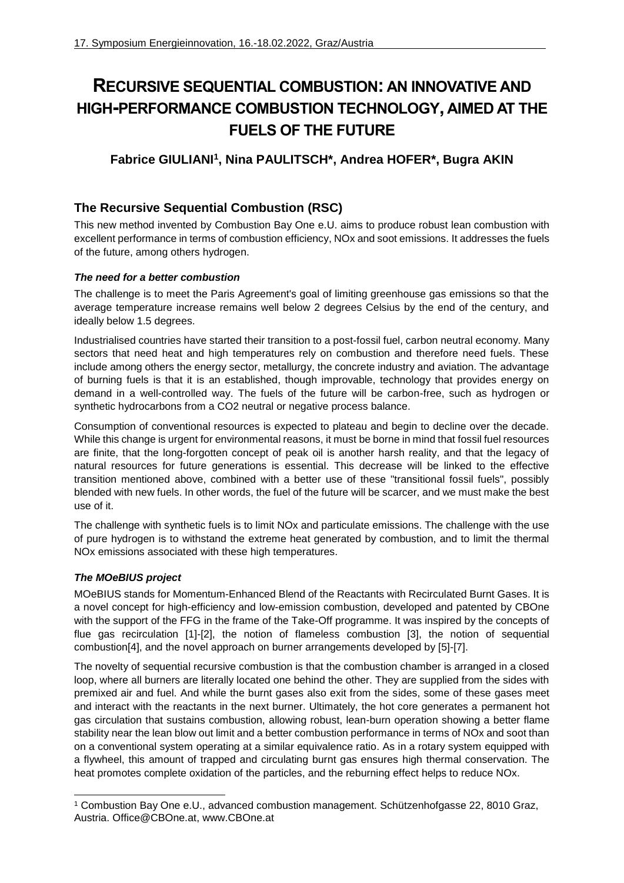# RECURSIVE SEQUENTIAL COMBUSTION: AN INNOVATIVE AND HIGH-PERFORMANCE COMBUSTION TECHNOLOGY, AIMED AT THE FUELS OF THE FUTURE

**Fabrice GIULIANI[1], Nina PAULITSCH*, Andrea HOFER*, Bugra AKIN**

## The Recursive Sequential Combustion (RSC)

This new method invented by Combustion Bay One e.U. aims to produce robust lean combustion with excellent performance in terms of combustion efficiency, NOx and soot emissions. It addresses the fuels of the future, among others hydrogen.

### *The need for a better combustion*

The challenge is to meet the Paris Agreement's goal of limiting greenhouse gas emissions so that the average temperature increase remains well below 2 degrees Celsius by the end of the century, and ideally below 1.5 degrees.

Industrialised countries have started their transition to a post-fossil fuel, carbon neutral economy. Many sectors that need heat and high temperatures rely on combustion and therefore need fuels. These include among others the energy sector, metallurgy, the concrete industry and aviation. The advantage of burning fuels is that it is an established, though improvable, technology that provides energy on demand in a well-controlled way. The fuels of the future will be carbon-free, such as hydrogen or synthetic hydrocarbons from a CO2 neutral or negative process balance.

Consumption of conventional resources is expected to plateau and begin to decline over the decade. While this change is urgent for environmental reasons, it must be borne in mind that fossil fuel resources are finite, that the long-forgotten concept of peak oil is another harsh reality, and that the legacy of natural resources for future generations is essential. This decrease will be linked to the effective transition mentioned above, combined with a better use of these "transitional fossil fuels", possibly blended with new fuels. In other words, the fuel of the future will be scarcer, and we must make the best use of it.

The challenge with synthetic fuels is to limit NOx and particulate emissions. The challenge with the use of pure hydrogen is to withstand the extreme heat generated by combustion, and to limit the thermal NOx emissions associated with these high temperatures.

### *The MOeBIUS project*

MOeBIUS stands for Momentum-Enhanced Blend of the Reactants with Recirculated Burnt Gases. It is a novel concept for high-efficiency and low-emission combustion, developed and patented by CBOne with the support of the FFG in the frame of the Take-Off programme. It was inspired by the concepts of flue gas recirculation [1]-[2], the notion of flameless combustion [3], the notion of sequential combustion[4], and the novel approach on burner arrangements developed by [5]-[7].

The novelty of sequential recursive combustion is that the combustion chamber is arranged in a closed loop, where all burners are literally located one behind the other. They are supplied from the sides with premixed air and fuel. And while the burnt gases also exit from the sides, some of these gases meet and interact with the reactants in the next burner. Ultimately, the hot core generates a permanent hot gas circulation that sustains combustion, allowing robust, lean-burn operation showing a better flame stability near the lean blow out limit and a better combustion performance in terms of NOx and soot than on a conventional system operating at a similar equivalence ratio. As in a rotary system equipped with a flywheel, this amount of trapped and circulating burnt gas ensures high thermal conservation. The heat promotes complete oxidation of the particles, and the reburning effect helps to reduce NOx.

---

[1] Combustion Bay One e.U., advanced combustion management. Schützenhofgasse 22, 8010 Graz, Austria. Office@CBOne.at, www.CBOne.at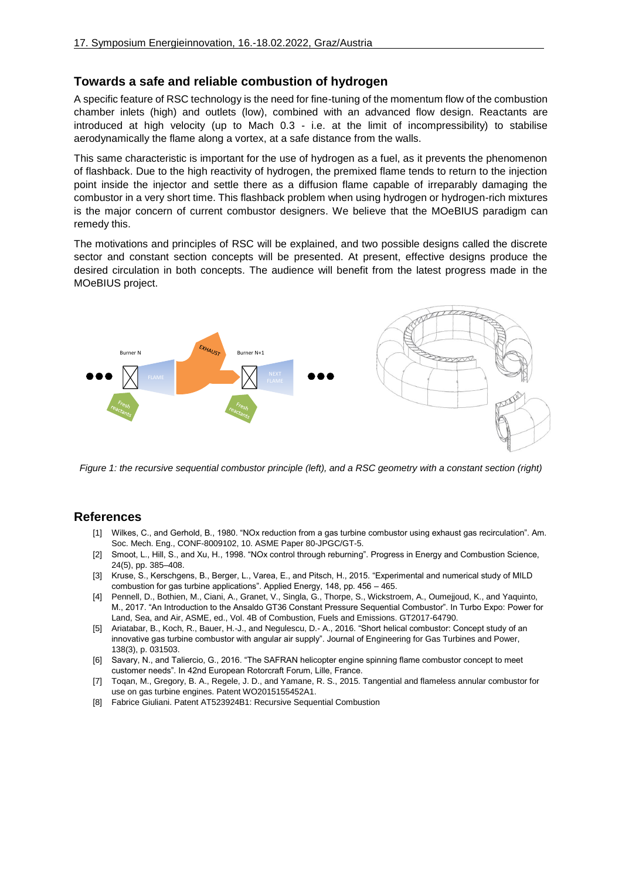## Towards a safe and reliable combustion of hydrogen

A specific feature of RSC technology is the need for fine-tuning of the momentum flow of the combustion chamber inlets (high) and outlets (low), combined with an advanced flow design. Reactants are introduced at high velocity (up to Mach 0.3 - i.e. at the limit of incompressibility) to stabilise aerodynamically the flame along a vortex, at a safe distance from the walls.

This same characteristic is important for the use of hydrogen as a fuel, as it prevents the phenomenon of flashback. Due to the high reactivity of hydrogen, the premixed flame tends to return to the injection point inside the injector and settle there as a diffusion flame capable of irreparably damaging the combustor in a very short time. This flashback problem when using hydrogen or hydrogen-rich mixtures is the major concern of current combustor designers. We believe that the MOeBIUS paradigm can remedy this.

The motivations and principles of RSC will be explained, and two possible designs called the discrete sector and constant section concepts will be presented. At present, effective designs produce the desired circulation in both concepts. The audience will benefit from the latest progress made in the MOeBIUS project.

Burner N
FLAME
EXHAUST
Burner N+1
NEXT FLAME
Fresh reactants
Fresh reactants

*Figure 1: the recursive sequential combustor principle (left), and a RSC geometry with a constant section (right)*

## References

[1] Wilkes, C., and Gerhold, B., 1980. “NOx reduction from a gas turbine combustor using exhaust gas recirculation”. Am. Soc. Mech. Eng., CONF-8009102, 10. ASME Paper 80-JPGC/GT-5.

[2] Smoot, L., Hill, S., and Xu, H., 1998. “NOx control through reburning”. Progress in Energy and Combustion Science, 24(5), pp. 385–408.

[3] Kruse, S., Kerschgens, B., Berger, L., Varea, E., and Pitsch, H., 2015. “Experimental and numerical study of MILD combustion for gas turbine applications”. Applied Energy, 148, pp. 456 – 465.

[4] Pennell, D., Bothien, M., Ciani, A., Granet, V., Singla, G., Thorpe, S., Wickstroem, A., Oumejjoud, K., and Yaquinto, M., 2017. “An Introduction to the Ansaldo GT36 Constant Pressure Sequential Combustor”. In Turbo Expo: Power for Land, Sea, and Air, ASME, ed., Vol. 4B of Combustion, Fuels and Emissions. GT2017-64790.

[5] Ariatabar, B., Koch, R., Bauer, H.-J., and Negulescu, D.- A., 2016. “Short helical combustor: Concept study of an innovative gas turbine combustor with angular air supply”. Journal of Engineering for Gas Turbines and Power, 138(3), p. 031503.

[6] Savary, N., and Taliercio, G., 2016. “The SAFRAN helicopter engine spinning flame combustor concept to meet customer needs”. In 42nd European Rotorcraft Forum, Lille, France.

[7] Toqan, M., Gregory, B. A., Regele, J. D., and Yamane, R. S., 2015. Tangential and flameless annular combustor for use on gas turbine engines. Patent WO2015155452A1.

[8] Fabrice Giuliani. Patent AT523924B1: Recursive Sequential Combustion